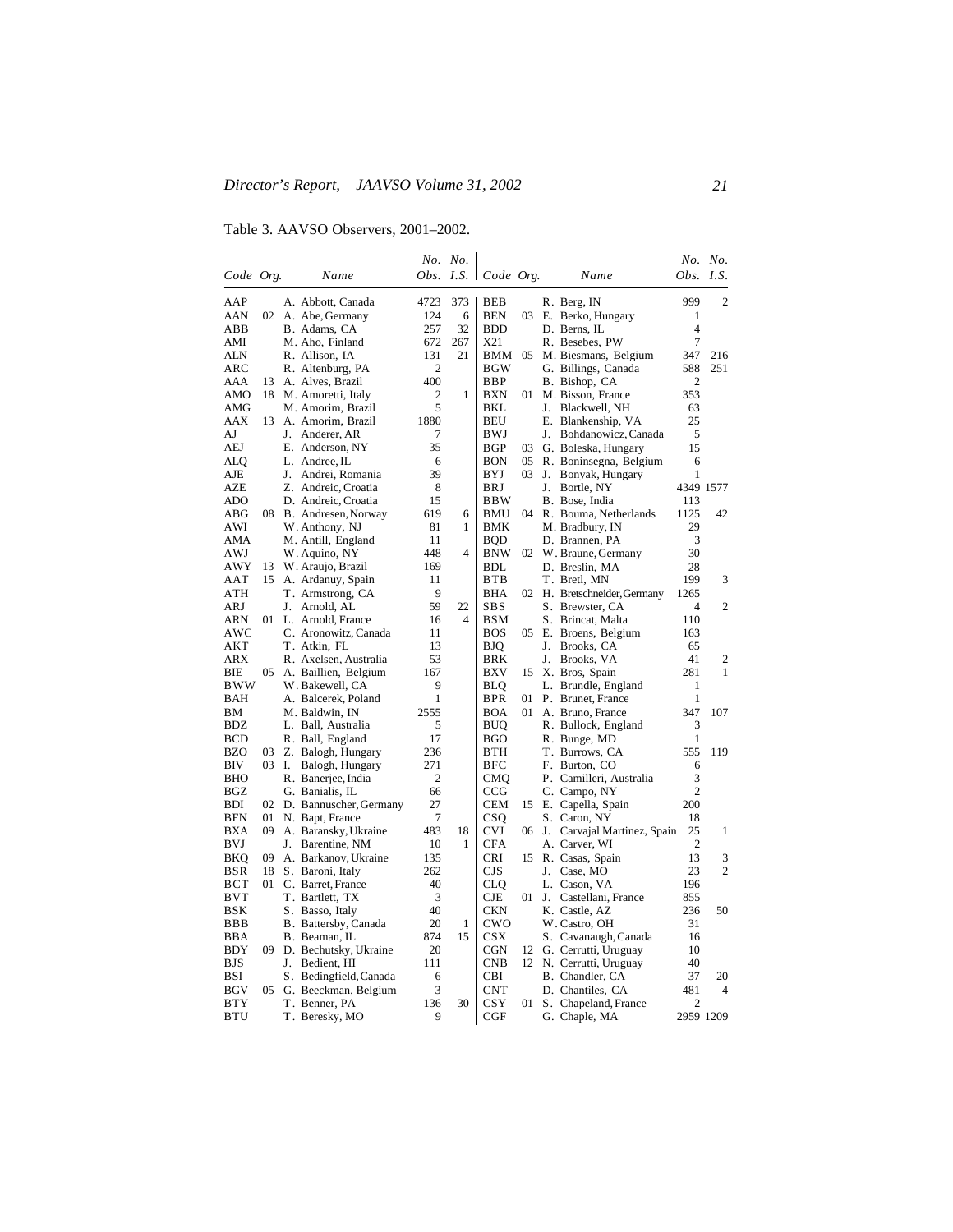Table 3. AAVSO Observers, 2001–2002.

| Code | Org. | Name | No. Obs. | No. I.S. |
|---|---|---|---|---|
| AAP | | A. Abbott, Canada | 4723 | 373 |
| AAN | 02 | A. Abe, Germany | 124 | 6 |
| ABB | | B. Adams, CA | 257 | 32 |
| AMI | | M. Aho, Finland | 672 | 267 |
| ALN | | R. Allison, IA | 131 | 21 |
| ARC | | R. Altenburg, PA | 2 | |
| AAA | 13 | A. Alves, Brazil | 400 | |
| AMO | 18 | M. Amoretti, Italy | 2 | 1 |
| AMG | | M. Amorim, Brazil | 5 | |
| AAX | 13 | A. Amorim, Brazil | 1880 | |
| AJ | | J. Anderer, AR | 7 | |
| AEJ | | E. Anderson, NY | 35 | |
| ALQ | | L. Andree, IL | 6 | |
| AJE | | J. Andrei, Romania | 39 | |
| AZE | | Z. Andreic, Croatia | 8 | |
| ADO | | D. Andreic, Croatia | 15 | |
| ABG | 08 | B. Andresen, Norway | 619 | 6 |
| AWI | | W. Anthony, NJ | 81 | 1 |
| AMA | | M. Antill, England | 11 | |
| AWJ | | W. Aquino, NY | 448 | 4 |
| AWY | 13 | W. Araujo, Brazil | 169 | |
| AAT | 15 | A. Ardanuy, Spain | 11 | |
| ATH | | T. Armstrong, CA | 9 | |
| ARJ | | J. Arnold, AL | 59 | 22 |
| ARN | 01 | L. Arnold, France | 16 | 4 |
| AWC | | C. Aronowitz, Canada | 11 | |
| AKT | | T. Atkin, FL | 13 | |
| ARX | | R. Axelsen, Australia | 53 | |
| BIE | 05 | A. Baillien, Belgium | 167 | |
| BWW | | W. Bakewell, CA | 9 | |
| BAH | | A. Balcerek, Poland | 1 | |
| BM | | M. Baldwin, IN | 2555 | |
| BDZ | | L. Ball, Australia | 5 | |
| BCD | | R. Ball, England | 17 | |
| BZO | 03 | Z. Balogh, Hungary | 236 | |
| BIV | 03 | I. Balogh, Hungary | 271 | |
| BHO | | R. Banerjee, India | 2 | |
| BGZ | | G. Banialis, IL | 66 | |
| BDI | 02 | D. Bannuscher, Germany | 27 | |
| BFN | 01 | N. Bapt, France | 7 | |
| BXA | 09 | A. Baransky, Ukraine | 483 | 18 |
| BVJ | | J. Barentine, NM | 10 | 1 |
| BKQ | 09 | A. Barkanov, Ukraine | 135 | |
| BSR | 18 | S. Baroni, Italy | 262 | |
| BCT | 01 | C. Barret, France | 40 | |
| BVT | | T. Bartlett, TX | 3 | |
| BSK | | S. Basso, Italy | 40 | |
| BBB | | B. Battersby, Canada | 20 | 1 |
| BBA | | B. Beaman, IL | 874 | 15 |
| BDY | 09 | D. Bechutsky, Ukraine | 20 | |
| BJS | | J. Bedient, HI | 111 | |
| BSI | | S. Bedingfield, Canada | 6 | |
| BGV | 05 | G. Beeckman, Belgium | 3 | |
| BTY | | T. Benner, PA | 136 | 30 |
| BTU | | T. Beresky, MO | 9 | |
| BEB | | R. Berg, IN | 999 | 2 |
| BEN | 03 | E. Berko, Hungary | 1 | |
| BDD | | D. Berns, IL | 4 | |
| X21 | | R. Besebes, PW | 7 | |
| BMM | 05 | M. Biesmans, Belgium | 347 | 216 |
| BGW | | G. Billings, Canada | 588 | 251 |
| BBP | | B. Bishop, CA | 2 | |
| BXN | 01 | M. Bisson, France | 353 | |
| BKL | | J. Blackwell, NH | 63 | |
| BEU | | E. Blankenship, VA | 25 | |
| BWJ | | J. Bohdanowicz, Canada | 5 | |
| BGP | 03 | G. Boleska, Hungary | 15 | |
| BON | 05 | R. Boninsegna, Belgium | 6 | |
| BYJ | 03 | J. Bonyak, Hungary | 1 | |
| BRJ | | J. Bortle, NY | 4349 | 1577 |
| BBW | | B. Bose, India | 113 | |
| BMU | 04 | R. Bouma, Netherlands | 1125 | 42 |
| BMK | | M. Bradbury, IN | 29 | |
| BQD | | D. Brannen, PA | 3 | |
| BNW | 02 | W. Braune, Germany | 30 | |
| BDL | | D. Breslin, MA | 28 | |
| BTB | | T. Bretl, MN | 199 | 3 |
| BHA | 02 | H. Bretschneider, Germany | 1265 | |
| SBS | | S. Brewster, CA | 4 | 2 |
| BSM | | S. Brincat, Malta | 110 | |
| BOS | 05 | E. Broens, Belgium | 163 | |
| BJQ | | J. Brooks, CA | 65 | |
| BRK | | J. Brooks, VA | 41 | 2 |
| BXV | 15 | X. Bros, Spain | 281 | 1 |
| BLQ | | L. Brundle, England | 1 | |
| BPR | 01 | P. Brunet, France | 1 | |
| BOA | 01 | A. Bruno, France | 347 | 107 |
| BUQ | | R. Bullock, England | 3 | |
| BGO | | R. Bunge, MD | 1 | |
| BTH | | T. Burrows, CA | 555 | 119 |
| BFC | | F. Burton, CO | 6 | |
| CMQ | | P. Camilleri, Australia | 3 | |
| CCG | | C. Campo, NY | 2 | |
| CEM | 15 | E. Capella, Spain | 200 | |
| CSQ | | S. Caron, NY | 18 | |
| CVJ | 06 | J. Carvajal Martinez, Spain | 25 | 1 |
| CFA | | A. Carver, WI | 2 | |
| CRI | 15 | R. Casas, Spain | 13 | 3 |
| CJS | | J. Case, MO | 23 | 2 |
| CLQ | | L. Cason, VA | 196 | |
| CJE | 01 | J. Castellani, France | 855 | |
| CKN | | K. Castle, AZ | 236 | 50 |
| CWO | | W. Castro, OH | 31 | |
| CSX | | S. Cavanaugh, Canada | 16 | |
| CGN | 12 | G. Cerrutti, Uruguay | 10 | |
| CNB | 12 | N. Cerrutti, Uruguay | 40 | |
| CBI | | B. Chandler, CA | 37 | 20 |
| CNT | | D. Chantiles, CA | 481 | 4 |
| CSY | 01 | S. Chapeland, France | 2 | |
| CGF | | G. Chaple, MA | 2959 | 1209 |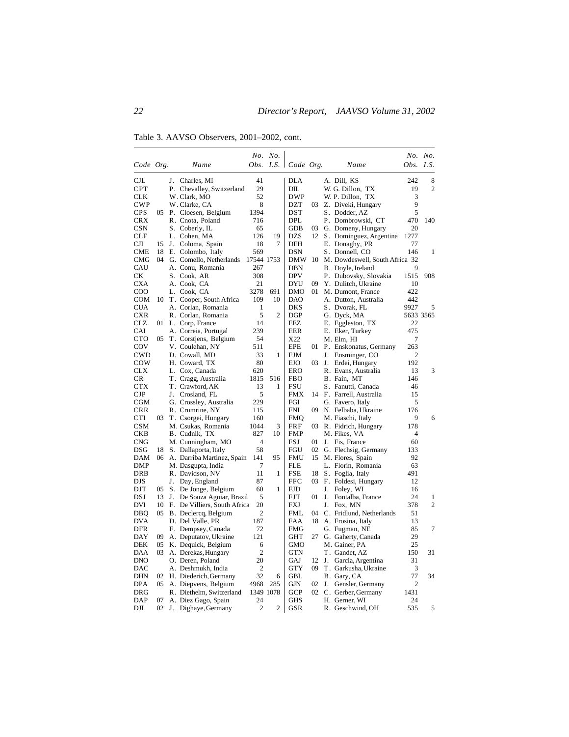Table 3. AAVSO Observers, 2001–2002, cont.

| Code | Org. | Name | No. Obs. | No. I.S. | Code | Org. | Name | No. Obs. | No. I.S. |
|---|---|---|---|---|---|---|---|---|---|
| CJL | | J. Charles, MI | 41 | | DLA | | A. Dill, KS | 242 | 8 |
| CPT | | P. Chevalley, Switzerland | 29 | | DIL | | W. G. Dillon, TX | 19 | 2 |
| CLK | | W. Clark, MO | 52 | | DWP | | W. P. Dillon, TX | 3 | |
| CWP | | W. Clarke, CA | 8 | | DZT | 03 | Z. Diveki, Hungary | 9 | |
| CPS | 05 | P. Cloesen, Belgium | 1394 | | DST | | S. Dodder, AZ | 5 | |
| CRX | | R. Cnota, Poland | 716 | | DPL | | P. Dombrowski, CT | 470 | 140 |
| CSN | | S. Coberly, IL | 65 | | GDB | 03 | G. Domeny, Hungary | 20 | |
| CLF | | L. Cohen, MA | 126 | 19 | DZS | 12 | S. Dominguez, Argentina | 1277 | |
| CJI | 15 | J. Coloma, Spain | 18 | 7 | DEH | | E. Donaghy, PR | 77 | |
| CME | 18 | E. Colombo, Italy | 569 | | DSN | | S. Donnell, CO | 146 | 1 |
| CMG | 04 | G. Comello, Netherlands | 17544 | 1753 | DMW | 10 | M. Dowdeswell, South Africa | 32 | |
| CAU | | A. Conu, Romania | 267 | | DBN | | B. Doyle, Ireland | 9 | |
| CK | | S. Cook, AR | 308 | | DPV | | P. Dubovsky, Slovakia | 1515 | 908 |
| CXA | | A. Cook, CA | 21 | | DYU | 09 | Y. Dulitch, Ukraine | 10 | |
| COO | | L. Cook, CA | 3278 | 691 | DMO | 01 | M. Dumont, France | 422 | |
| COM | 10 | T. Cooper, South Africa | 109 | 10 | DAO | | A. Dutton, Australia | 442 | |
| CUA | | A. Corlan, Romania | 1 | | DKS | | S. Dvorak, FL | 9927 | 5 |
| CXR | | R. Corlan, Romania | 5 | 2 | DGP | | G. Dyck, MA | 5633 | 3565 |
| CLZ | 01 | L. Corp, France | 14 | | EEZ | | E. Eggleston, TX | 22 | |
| CAI | | A. Correia, Portugal | 239 | | EER | | E. Eker, Turkey | 475 | |
| CTO | 05 | T. Corstjens, Belgium | 54 | | X22 | | M. Elm, HI | 7 | |
| COV | | V. Coulehan, NY | 511 | | EPE | 01 | P. Enskonatus, Germany | 263 | |
| CWD | | D. Cowall, MD | 33 | 1 | EJM | | J. Ensminger, CO | 2 | |
| COW | | H. Coward, TX | 80 | | EJO | 03 | J. Erdei, Hungary | 192 | |
| CLX | | L. Cox, Canada | 620 | | ERO | | R. Evans, Australia | 13 | 3 |
| CR | | T. Cragg, Australia | 1815 | 516 | FBO | | B. Fain, MT | 146 | |
| CTX | | T. Crawford, AK | 13 | 1 | FSU | | S. Fanutti, Canada | 46 | |
| CJP | | J. Crosland, FL | 5 | | FMX | 14 | F. Farrell, Australia | 15 | |
| CGM | | G. Crossley, Australia | 229 | | FGI | | G. Favero, Italy | 5 | |
| CRR | | R. Crumrine, NY | 115 | | FNI | 09 | N. Felbaba, Ukraine | 176 | |
| CTI | 03 | T. Csorgei, Hungary | 160 | | FMQ | | M. Fiaschi, Italy | 9 | 6 |
| CSM | | M. Csukas, Romania | 1044 | 3 | FRF | 03 | R. Fidrich, Hungary | 178 | |
| CKB | | B. Cudnik, TX | 827 | 10 | FMP | | M. Fikes, VA | 4 | |
| CNG | | M. Cunningham, MO | 4 | | FSJ | 01 | J. Fis, France | 60 | |
| DSG | 18 | S. Dallaporta, Italy | 58 | | FGU | 02 | G. Flechsig, Germany | 133 | |
| DAM | 06 | A. Darriba Martinez, Spain | 141 | 95 | FMU | 15 | M. Flores, Spain | 92 | |
| DMP | | M. Dasgupta, India | 7 | | FLE | | L. Florin, Romania | 63 | |
| DRB | | R. Davidson, NV | 11 | 1 | FSE | 18 | S. Foglia, Italy | 491 | |
| DJS | | J. Day, England | 87 | | FFC | 03 | F. Foldesi, Hungary | 12 | |
| DJT | 05 | S. De Jonge, Belgium | 60 | 1 | FJD | | J. Foley, WI | 16 | |
| DSJ | 13 | J. De Souza Aguiar, Brazil | 5 | | FJT | 01 | J. Fontalba, France | 24 | 1 |
| DVI | 10 | F. De Villiers, South Africa | 20 | | FXJ | | J. Fox, MN | 378 | 2 |
| DBQ | 05 | B. Declercq, Belgium | 2 | | FML | 04 | C. Fridlund, Netherlands | 51 | |
| DVA | | D. Del Valle, PR | 187 | | FAA | 18 | A. Frosina, Italy | 13 | |
| DFR | | F. Dempsey, Canada | 72 | | FMG | | G. Fugman, NE | 85 | 7 |
| DAY | 09 | A. Deputatov, Ukraine | 121 | | GHT | 27 | G. Gaherty, Canada | 29 | |
| DEK | 05 | K. Dequick, Belgium | 6 | | GMO | | M. Gainer, PA | 25 | |
| DAA | 03 | A. Derekas, Hungary | 2 | | GTN | | T. Gandet, AZ | 150 | 31 |
| DNO | | O. Deren, Poland | 20 | | GAJ | 12 | J. Garcia, Argentina | 31 | |
| DAC | | A. Deshmukh, India | 2 | | GTY | 09 | T. Garkusha, Ukraine | 3 | |
| DHN | 02 | H. Diederich, Germany | 32 | 6 | GBL | | B. Gary, CA | 77 | 34 |
| DPA | 05 | A. Diepvens, Belgium | 4968 | 285 | GJN | 02 | J. Gensler, Germany | 2 | |
| DRG | | R. Diethelm, Switzerland | 1349 | 1078 | GCP | 02 | C. Gerber, Germany | 1431 | |
| DAP | 07 | A. Diez Gago, Spain | 24 | | GHS | | H. Gerner, WI | 24 | |
| DJL | 02 | J. Dighaye, Germany | 2 | 2 | GSR | | R. Geschwind, OH | 535 | 5 |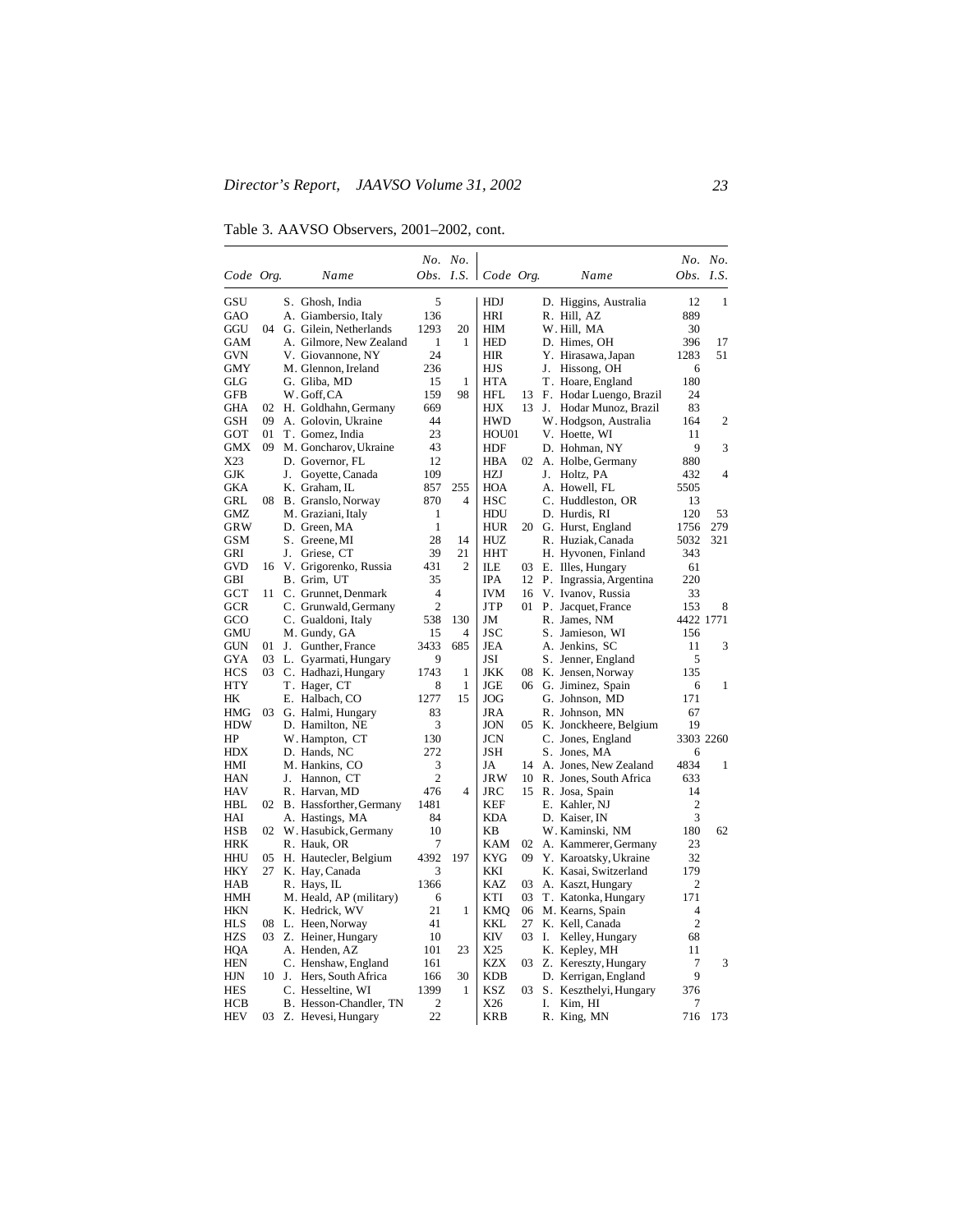Table 3. AAVSO Observers, 2001–2002, cont.

| Code | Org. | Name | No. Obs. | No. I.S. | Code | Org. | Name | No. Obs. | No. I.S. |
|---|---|---|---|---|---|---|---|---|---|
| GSU | | S. Ghosh, India | 5 | | HDJ | | D. Higgins, Australia | 12 | 1 |
| GAO | | A. Giambersio, Italy | 136 | | HRI | | R. Hill, AZ | 889 | |
| GGU | 04 | G. Gilein, Netherlands | 1293 | 20 | HIM | | W. Hill, MA | 30 | |
| GAM | | A. Gilmore, New Zealand | 1 | 1 | HED | | D. Himes, OH | 396 | 17 |
| GVN | | V. Giovannone, NY | 24 | | HIR | | Y. Hirasawa, Japan | 1283 | 51 |
| GMY | | M. Glennon, Ireland | 236 | | HJS | | J. Hissong, OH | 6 | |
| GLG | | G. Gliba, MD | 15 | 1 | HTA | | T. Hoare, England | 180 | |
| GFB | | W. Goff, CA | 159 | 98 | HFL | 13 | F. Hodar Luengo, Brazil | 24 | |
| GHA | 02 | H. Goldhahn, Germany | 669 | | HJX | 13 | J. Hodar Munoz, Brazil | 83 | |
| GSH | 09 | A. Golovin, Ukraine | 44 | | HWD | | W. Hodgson, Australia | 164 | 2 |
| GOT | 01 | T. Gomez, India | 23 | | HOU01 | | V. Hoette, WI | 11 | |
| GMX | 09 | M. Goncharov, Ukraine | 43 | | HDF | | D. Hohman, NY | 9 | 3 |
| X23 | | D. Governor, FL | 12 | | HBA | 02 | A. Holbe, Germany | 880 | |
| GJK | | J. Goyette, Canada | 109 | | HZJ | | J. Holtz, PA | 432 | 4 |
| GKA | | K. Graham, IL | 857 | 255 | HOA | | A. Howell, FL | 5505 | |
| GRL | 08 | B. Granslo, Norway | 870 | 4 | HSC | | C. Huddleston, OR | 13 | |
| GMZ | | M. Graziani, Italy | 1 | | HDU | | D. Hurdis, RI | 120 | 53 |
| GRW | | D. Green, MA | 1 | | HUR | 20 | G. Hurst, England | 1756 | 279 |
| GSM | | S. Greene, MI | 28 | 14 | HUZ | | R. Huziak, Canada | 5032 | 321 |
| GRI | | J. Griese, CT | 39 | 21 | HHT | | H. Hyvonen, Finland | 343 | |
| GVD | 16 | V. Grigorenko, Russia | 431 | 2 | ILE | 03 | E. Illes, Hungary | 61 | |
| GBI | | B. Grim, UT | 35 | | IPA | 12 | P. Ingrassia, Argentina | 220 | |
| GCT | 11 | C. Grunnet, Denmark | 4 | | IVM | 16 | V. Ivanov, Russia | 33 | |
| GCR | | C. Grunwald, Germany | 2 | | JTP | 01 | P. Jacquet, France | 153 | 8 |
| GCO | | C. Gualdoni, Italy | 538 | 130 | JM | | R. James, NM | 4422 | 1771 |
| GMU | | M. Gundy, GA | 15 | 4 | JSC | | S. Jamieson, WI | 156 | |
| GUN | 01 | J. Gunther, France | 3433 | 685 | JEA | | A. Jenkins, SC | 11 | 3 |
| GYA | 03 | L. Gyarmati, Hungary | 9 | | JSI | | S. Jenner, England | 5 | |
| HCS | 03 | C. Hadhazi, Hungary | 1743 | 1 | JKK | 08 | K. Jensen, Norway | 135 | |
| HTY | | T. Hager, CT | 8 | 1 | JGE | 06 | G. Jiminez, Spain | 6 | 1 |
| HK | | E. Halbach, CO | 1277 | 15 | JOG | | G. Johnson, MD | 171 | |
| HMG | 03 | G. Halmi, Hungary | 83 | | JRA | | R. Johnson, MN | 67 | |
| HDW | | D. Hamilton, NE | 3 | | JON | 05 | K. Jonckheere, Belgium | 19 | |
| HP | | W. Hampton, CT | 130 | | JCN | | C. Jones, England | 3303 | 2260 |
| HDX | | D. Hands, NC | 272 | | JSH | | S. Jones, MA | 6 | |
| HMI | | M. Hankins, CO | 3 | | JA | 14 | A. Jones, New Zealand | 4834 | 1 |
| HAN | | J. Hannon, CT | 2 | | JRW | 10 | R. Jones, South Africa | 633 | |
| HAV | | R. Harvan, MD | 476 | 4 | JRC | 15 | R. Josa, Spain | 14 | |
| HBL | 02 | B. Hassforther, Germany | 1481 | | KEF | | E. Kahler, NJ | 2 | |
| HAI | | A. Hastings, MA | 84 | | KDA | | D. Kaiser, IN | 3 | |
| HSB | 02 | W. Hasubick, Germany | 10 | | KB | | W. Kaminski, NM | 180 | 62 |
| HRK | | R. Hauk, OR | 7 | | KAM | 02 | A. Kammerer, Germany | 23 | |
| HHU | 05 | H. Hautecler, Belgium | 4392 | 197 | KYG | 09 | Y. Karoatsky, Ukraine | 32 | |
| HKY | 27 | K. Hay, Canada | 3 | | KKI | | K. Kasai, Switzerland | 179 | |
| HAB | | R. Hays, IL | 1366 | | KAZ | 03 | A. Kaszt, Hungary | 2 | |
| HMH | | M. Heald, AP (military) | 6 | | KTI | 03 | T. Katonka, Hungary | 171 | |
| HKN | | K. Hedrick, WV | 21 | 1 | KMQ | 06 | M. Kearns, Spain | 4 | |
| HLS | 08 | L. Heen, Norway | 41 | | KKL | 27 | K. Kell, Canada | 2 | |
| HZS | 03 | Z. Heiner, Hungary | 10 | | KIV | 03 | I. Kelley, Hungary | 68 | |
| HQA | | A. Henden, AZ | 101 | 23 | X25 | | K. Kepley, MH | 11 | |
| HEN | | C. Henshaw, England | 161 | | KZX | 03 | Z. Kereszty, Hungary | 7 | 3 |
| HJN | 10 | J. Hers, South Africa | 166 | 30 | KDB | | D. Kerrigan, England | 9 | |
| HES | | C. Hesseltine, WI | 1399 | 1 | KSZ | 03 | S. Keszthelyi, Hungary | 376 | |
| HCB | | B. Hesson-Chandler, TN | 2 | | X26 | | I. Kim, HI | 7 | |
| HEV | 03 | Z. Hevesi, Hungary | 22 | | KRB | | R. King, MN | 716 | 173 |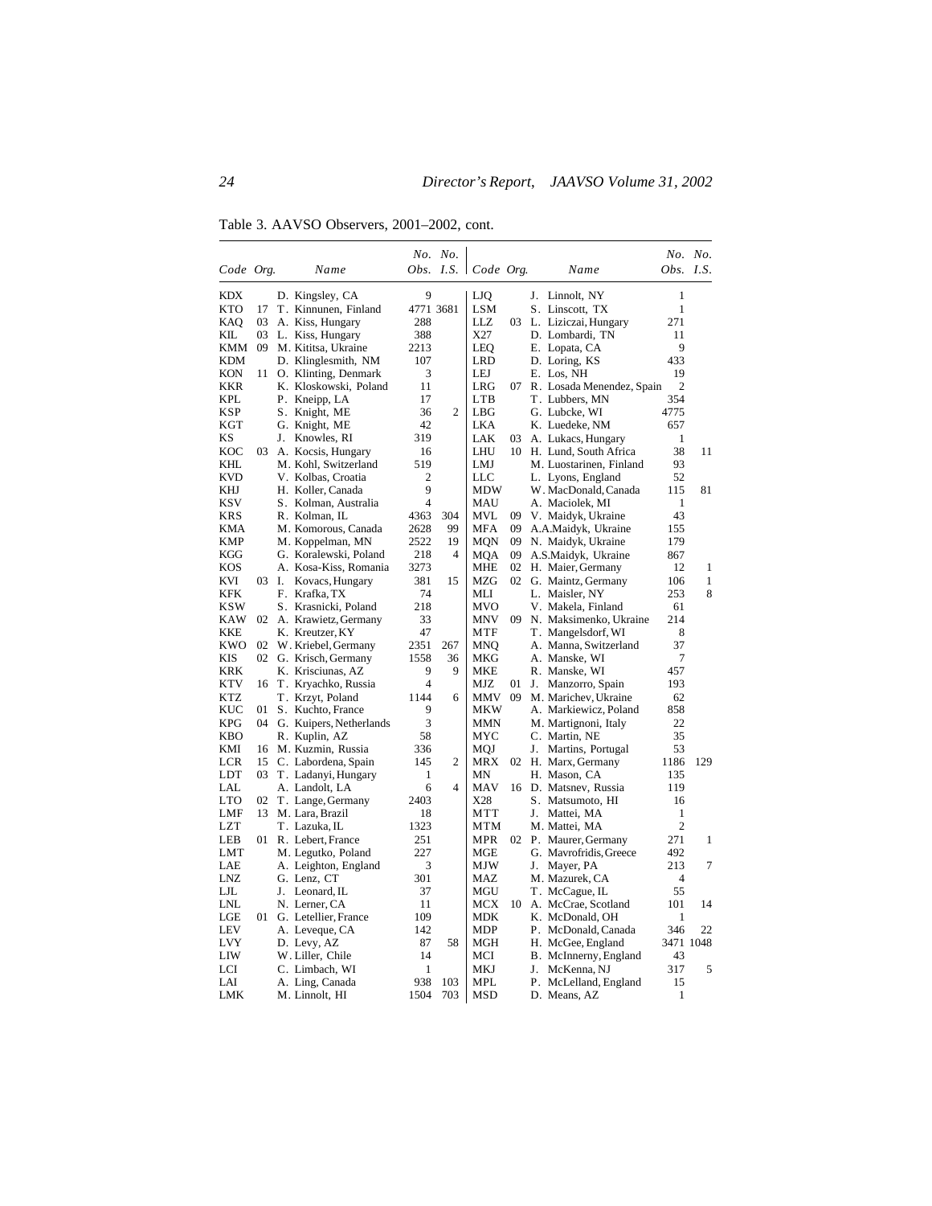Table 3. AAVSO Observers, 2001–2002, cont.

| Code | Org. | Name | No. Obs. | No. I.S. | Code | Org. | Name | No. Obs. | No. I.S. |
|---|---|---|---|---|---|---|---|---|---|
| KDX | | D. Kingsley, CA | 9 | | LJQ | | J. Linnolt, NY | 1 | |
| KTO | 17 | T. Kinnunen, Finland | 4771 | 3681 | LSM | | S. Linscott, TX | 1 | |
| KAQ | 03 | A. Kiss, Hungary | 288 | | LLZ | 03 | L. Liziczai, Hungary | 271 | |
| KIL | 03 | L. Kiss, Hungary | 388 | | X27 | | D. Lombardi, TN | 11 | |
| KMM | 09 | M. Kititsa, Ukraine | 2213 | | LEQ | | E. Lopata, CA | 9 | |
| KDM | | D. Klinglesmith, NM | 107 | | LRD | | D. Loring, KS | 433 | |
| KON | 11 | O. Klinting, Denmark | 3 | | LEJ | | E. Los, NH | 19 | |
| KKR | | K. Kloskowski, Poland | 11 | | LRG | 07 | R. Losada Menendez, Spain | 2 | |
| KPL | | P. Kneipp, LA | 17 | | LTB | | T. Lubbers, MN | 354 | |
| KSP | | S. Knight, ME | 36 | 2 | LBG | | G. Lubcke, WI | 4775 | |
| KGT | | G. Knight, ME | 42 | | LKA | | K. Luedeke, NM | 657 | |
| KS | | J. Knowles, RI | 319 | | LAK | 03 | A. Lukacs, Hungary | 1 | |
| KOC | 03 | A. Kocsis, Hungary | 16 | | LHU | 10 | H. Lund, South Africa | 38 | 11 |
| KHL | | M. Kohl, Switzerland | 519 | | LMJ | | M. Luostarinen, Finland | 93 | |
| KVD | | V. Kolbas, Croatia | 2 | | LLC | | L. Lyons, England | 52 | |
| KHJ | | H. Koller, Canada | 9 | | MDW | | W. MacDonald, Canada | 115 | 81 |
| KSV | | S. Kolman, Australia | 4 | | MAU | | A. Maciolek, MI | 1 | |
| KRS | | R. Kolman, IL | 4363 | 304 | MVL | 09 | V. Maidyk, Ukraine | 43 | |
| KMA | | M. Komorous, Canada | 2628 | 99 | MFA | 09 | A.A.Maidyk, Ukraine | 155 | |
| KMP | | M. Koppelman, MN | 2522 | 19 | MQN | 09 | N. Maidyk, Ukraine | 179 | |
| KGG | | G. Koralewski, Poland | 218 | 4 | MQA | 09 | A.S.Maidyk, Ukraine | 867 | |
| KOS | | A. Kosa-Kiss, Romania | 3273 | | MHE | 02 | H. Maier, Germany | 12 | 1 |
| KVI | 03 | I. Kovacs, Hungary | 381 | 15 | MZG | 02 | G. Maintz, Germany | 106 | 1 |
| KFK | | F. Krafka, TX | 74 | | MLI | | L. Maisler, NY | 253 | 8 |
| KSW | | S. Krasnicki, Poland | 218 | | MVO | | V. Makela, Finland | 61 | |
| KAW | 02 | A. Krawietz, Germany | 33 | | MNV | 09 | N. Maksimenko, Ukraine | 214 | |
| KKE | | K. Kreutzer, KY | 47 | | MTF | | T. Mangelsdorf, WI | 8 | |
| KWO | 02 | W. Kriebel, Germany | 2351 | 267 | MNQ | | A. Manna, Switzerland | 37 | |
| KIS | 02 | G. Krisch, Germany | 1558 | 36 | MKG | | A. Manske, WI | 7 | |
| KRK | | K. Krisciunas, AZ | 9 | 9 | MKE | | R. Manske, WI | 457 | |
| KTV | 16 | T. Kryachko, Russia | 4 | | MJZ | 01 | J. Manzorro, Spain | 193 | |
| KTZ | | T. Krzyt, Poland | 1144 | 6 | MMV | 09 | M. Marichev, Ukraine | 62 | |
| KUC | 01 | S. Kuchto, France | 9 | | MKW | | A. Markiewicz, Poland | 858 | |
| KPG | 04 | G. Kuipers, Netherlands | 3 | | MMN | | M. Martignoni, Italy | 22 | |
| KBO | | R. Kuplin, AZ | 58 | | MYC | | C. Martin, NE | 35 | |
| KMI | 16 | M. Kuzmin, Russia | 336 | | MQJ | | J. Martins, Portugal | 53 | |
| LCR | 15 | C. Labordena, Spain | 145 | 2 | MRX | 02 | H. Marx, Germany | 1186 | 129 |
| LDT | 03 | T. Ladanyi, Hungary | 1 | | MN | | H. Mason, CA | 135 | |
| LAL | | A. Landolt, LA | 6 | 4 | MAV | 16 | D. Matsnev, Russia | 119 | |
| LTO | 02 | T. Lange, Germany | 2403 | | X28 | | S. Matsumoto, HI | 16 | |
| LMF | 13 | M. Lara, Brazil | 18 | | MTT | | J. Mattei, MA | 1 | |
| LZT | | T. Lazuka, IL | 1323 | | MTM | | M. Mattei, MA | 2 | |
| LEB | 01 | R. Lebert, France | 251 | | MPR | 02 | P. Maurer, Germany | 271 | 1 |
| LMT | | M. Legutko, Poland | 227 | | MGE | | G. Mavrofridis, Greece | 492 | |
| LAE | | A. Leighton, England | 3 | | MJW | | J. Mayer, PA | 213 | 7 |
| LNZ | | G. Lenz, CT | 301 | | MAZ | | M. Mazurek, CA | 4 | |
| LJL | | J. Leonard, IL | 37 | | MGU | | T. McCague, IL | 55 | |
| LNL | | N. Lerner, CA | 11 | | MCX | 10 | A. McCrae, Scotland | 101 | 14 |
| LGE | 01 | G. Letellier, France | 109 | | MDK | | K. McDonald, OH | 1 | |
| LEV | | A. Leveque, CA | 142 | | MDP | | P. McDonald, Canada | 346 | 22 |
| LVY | | D. Levy, AZ | 87 | 58 | MGH | | H. McGee, England | 3471 | 1048 |
| LIW | | W. Liller, Chile | 14 | | MCI | | B. McInnerny, England | 43 | |
| LCI | | C. Limbach, WI | 1 | | MKJ | | J. McKenna, NJ | 317 | 5 |
| LAI | | A. Ling, Canada | 938 | 103 | MPL | | P. McLelland, England | 15 | |
| LMK | | M. Linnolt, HI | 1504 | 703 | MSD | | D. Means, AZ | 1 | |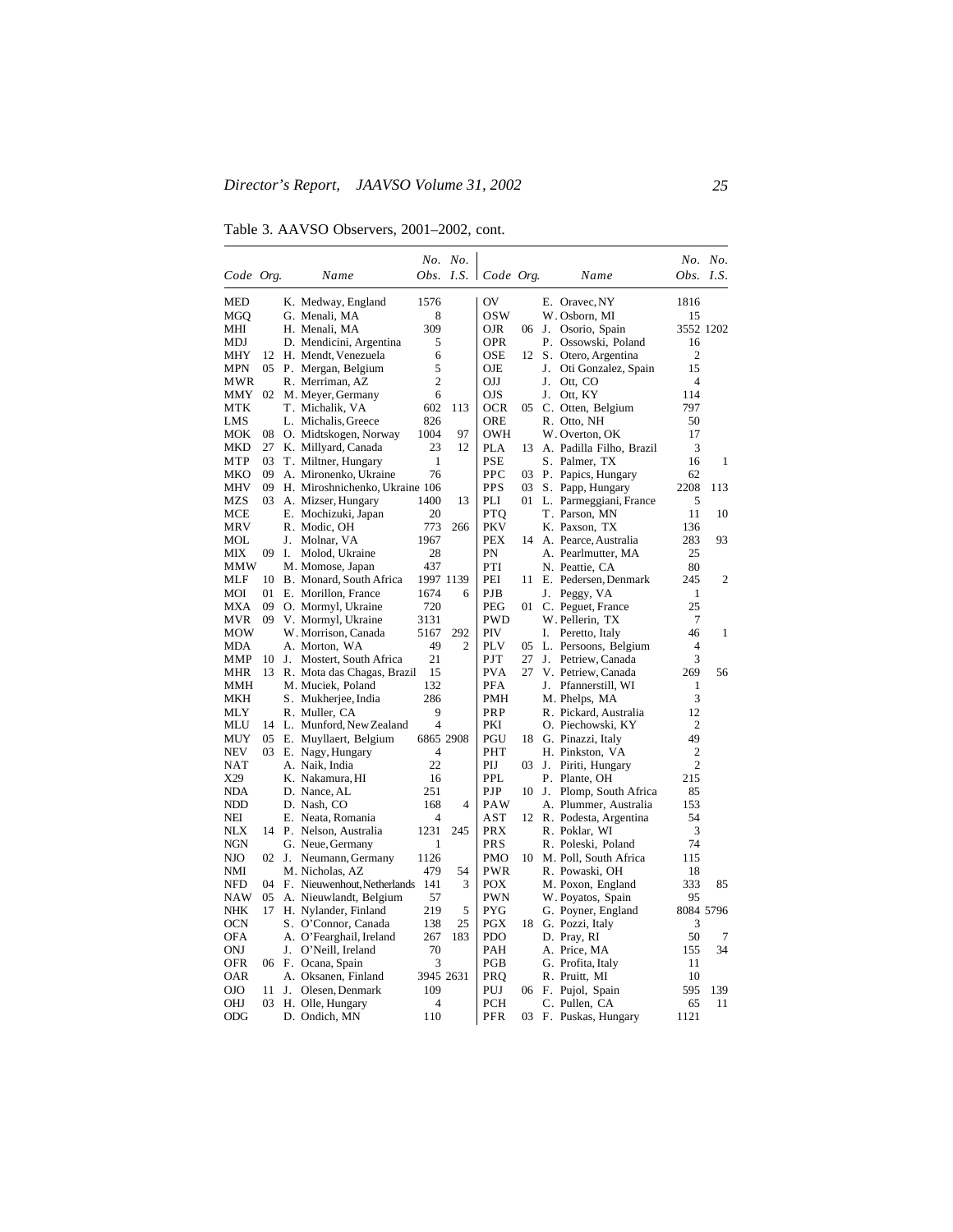Table 3. AAVSO Observers, 2001–2002, cont.

| Code | Org. | Name | No. Obs. | No. I.S. | Code | Org. | Name | No. Obs. | No. I.S. |
|---|---|---|---|---|---|---|---|---|---|
| MED | | K. Medway, England | 1576 | | OV | | E. Oravec, NY | 1816 | |
| MGQ | | G. Menali, MA | 8 | | OSW | | W. Osborn, MI | 15 | |
| MHI | | H. Menali, MA | 309 | | OJR | 06 | J. Osorio, Spain | 3552 | 1202 |
| MDJ | | D. Mendicini, Argentina | 5 | | OPR | | P. Ossowski, Poland | 16 | |
| MHY | 12 | H. Mendt, Venezuela | 6 | | OSE | 12 | S. Otero, Argentina | 2 | |
| MPN | 05 | P. Mergan, Belgium | 5 | | OJE | | J. Oti Gonzalez, Spain | 15 | |
| MWR | | R. Merriman, AZ | 2 | | OJJ | | J. Ott, CO | 4 | |
| MMY | 02 | M. Meyer, Germany | 6 | | OJS | | J. Ott, KY | 114 | |
| MTK | | T. Michalik, VA | 602 | 113 | OCR | 05 | C. Otten, Belgium | 797 | |
| LMS | | L. Michalis, Greece | 826 | | ORE | | R. Otto, NH | 50 | |
| MOK | 08 | O. Midtskogen, Norway | 1004 | 97 | OWH | | W. Overton, OK | 17 | |
| MKD | 27 | K. Millyard, Canada | 23 | 12 | PLA | 13 | A. Padilla Filho, Brazil | 3 | |
| MTP | 03 | T. Miltner, Hungary | 1 | | PSE | | S. Palmer, TX | 16 | 1 |
| MKO | 09 | A. Mironenko, Ukraine | 76 | | PPC | 03 | P. Papics, Hungary | 62 | |
| MHV | 09 | H. Miroshnichenko, Ukraine | 106 | | PPS | 03 | S. Papp, Hungary | 2208 | 113 |
| MZS | 03 | A. Mizser, Hungary | 1400 | 13 | PLI | 01 | L. Parmeggiani, France | 5 | |
| MCE | | E. Mochizuki, Japan | 20 | | PTQ | | T. Parson, MN | 11 | 10 |
| MRV | | R. Modic, OH | 773 | 266 | PKV | | K. Paxson, TX | 136 | |
| MOL | | J. Molnar, VA | 1967 | | PEX | 14 | A. Pearce, Australia | 283 | 93 |
| MIX | 09 | I. Molod, Ukraine | 28 | | PN | | A. Pearlmutter, MA | 25 | |
| MMW | | M. Momose, Japan | 437 | | PTI | | N. Peattie, CA | 80 | |
| MLF | 10 | B. Monard, South Africa | 1997 | 1139 | PEI | 11 | E. Pedersen, Denmark | 245 | 2 |
| MOI | 01 | E. Morillon, France | 1674 | 6 | PJB | | J. Peggy, VA | 1 | |
| MXA | 09 | O. Mormyl, Ukraine | 720 | | PEG | 01 | C. Peguet, France | 25 | |
| MVR | 09 | V. Mormyl, Ukraine | 3131 | | PWD | | W. Pellerin, TX | 7 | |
| MOW | | W. Morrison, Canada | 5167 | 292 | PIV | | I. Peretto, Italy | 46 | 1 |
| MDA | | A. Morton, WA | 49 | 2 | PLV | 05 | L. Persoons, Belgium | 4 | |
| MMP | 10 | J. Mostert, South Africa | 21 | | PJT | 27 | J. Petriew, Canada | 3 | |
| MHR | 13 | R. Mota das Chagas, Brazil | 15 | | PVA | 27 | V. Petriew, Canada | 269 | 56 |
| MMH | | M. Muciek, Poland | 132 | | PFA | | J. Pfannerstill, WI | 1 | |
| MKH | | S. Mukherjee, India | 286 | | PMH | | M. Phelps, MA | 3 | |
| MLY | | R. Muller, CA | 9 | | PRP | | R. Pickard, Australia | 12 | |
| MLU | 14 | L. Munford, New Zealand | 4 | | PKI | | O. Piechowski, KY | 2 | |
| MUY | 05 | E. Muyllaert, Belgium | 6865 | 2908 | PGU | 18 | G. Pinazzi, Italy | 49 | |
| NEV | 03 | E. Nagy, Hungary | 4 | | PHT | | H. Pinkston, VA | 2 | |
| NAT | | A. Naik, India | 22 | | PIJ | 03 | J. Piriti, Hungary | 2 | |
| X29 | | K. Nakamura, HI | 16 | | PPL | | P. Plante, OH | 215 | |
| NDA | | D. Nance, AL | 251 | | PJP | 10 | J. Plomp, South Africa | 85 | |
| NDD | | D. Nash, CO | 168 | 4 | PAW | | A. Plummer, Australia | 153 | |
| NEI | | E. Neata, Romania | 4 | | AST | 12 | R. Podesta, Argentina | 54 | |
| NLX | 14 | P. Nelson, Australia | 1231 | 245 | PRX | | R. Poklar, WI | 3 | |
| NGN | | G. Neue, Germany | 1 | | PRS | | R. Poleski, Poland | 74 | |
| NJO | 02 | J. Neumann, Germany | 1126 | | PMO | 10 | M. Poll, South Africa | 115 | |
| NMI | | M. Nicholas, AZ | 479 | 54 | PWR | | R. Powaski, OH | 18 | |
| NFD | 04 | F. Nieuwenhout, Netherlands | 141 | 3 | POX | | M. Poxon, England | 333 | 85 |
| NAW | 05 | A. Nieuwlandt, Belgium | 57 | | PWN | | W. Poyatos, Spain | 95 | |
| NHK | 17 | H. Nylander, Finland | 219 | 5 | PYG | | G. Poyner, England | 8084 | 5796 |
| OCN | | S. O'Connor, Canada | 138 | 25 | PGX | 18 | G. Pozzi, Italy | 3 | |
| OFA | | A. O'Fearghail, Ireland | 267 | 183 | PDO | | D. Pray, RI | 50 | 7 |
| ONJ | | J. O'Neill, Ireland | 70 | | PAH | | A. Price, MA | 155 | 34 |
| OFR | 06 | F. Ocana, Spain | 3 | | PGB | | G. Profita, Italy | 11 | |
| OAR | | A. Oksanen, Finland | 3945 | 2631 | PRQ | | R. Pruitt, MI | 10 | |
| OJO | 11 | J. Olesen, Denmark | 109 | | PUJ | 06 | F. Pujol, Spain | 595 | 139 |
| OHJ | 03 | H. Olle, Hungary | 4 | | PCH | | C. Pullen, CA | 65 | 11 |
| ODG | | D. Ondich, MN | 110 | | PFR | 03 | F. Puskas, Hungary | 1121 | |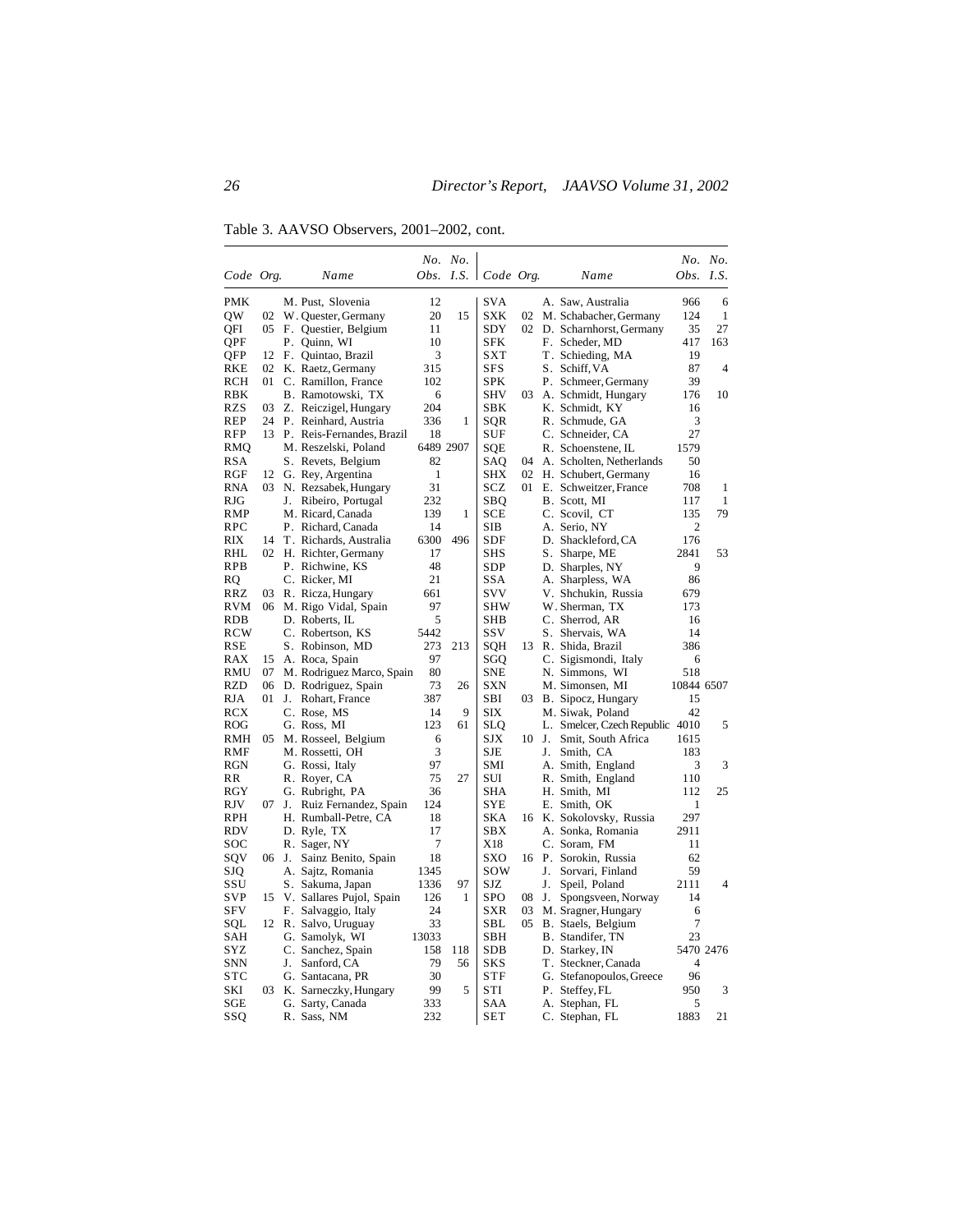Table 3. AAVSO Observers, 2001–2002, cont.

| Code | Org. | Name | No. Obs. | No. I.S. |
|---|---|---|---|---|
| PMK | | M. Pust, Slovenia | 12 | |
| QW | 02 | W. Quester, Germany | 20 | 15 |
| QFI | 05 | F. Questier, Belgium | 11 | |
| QPF | | P. Quinn, WI | 10 | |
| QFP | 12 | F. Quintao, Brazil | 3 | |
| RKE | 02 | K. Raetz, Germany | 315 | |
| RCH | 01 | C. Ramillon, France | 102 | |
| RBK | | B. Ramotowski, TX | 6 | |
| RZS | 03 | Z. Reiczigel, Hungary | 204 | |
| REP | 24 | P. Reinhard, Austria | 336 | 1 |
| RFP | 13 | P. Reis-Fernandes, Brazil | 18 | |
| RMQ | | M. Reszelski, Poland | 6489 | 2907 |
| RSA | | S. Revets, Belgium | 82 | |
| RGF | 12 | G. Rey, Argentina | 1 | |
| RNA | 03 | N. Rezsabek, Hungary | 31 | |
| RJG | | J. Ribeiro, Portugal | 232 | |
| RMP | | M. Ricard, Canada | 139 | 1 |
| RPC | | P. Richard, Canada | 14 | |
| RIX | 14 | T. Richards, Australia | 6300 | 496 |
| RHL | 02 | H. Richter, Germany | 17 | |
| RPB | | P. Richwine, KS | 48 | |
| RQ | | C. Ricker, MI | 21 | |
| RRZ | 03 | R. Ricza, Hungary | 661 | |
| RVM | 06 | M. Rigo Vidal, Spain | 97 | |
| RDB | | D. Roberts, IL | 5 | |
| RCW | | C. Robertson, KS | 5442 | |
| RSE | | S. Robinson, MD | 273 | 213 |
| RAX | 15 | A. Roca, Spain | 97 | |
| RMU | 07 | M. Rodriguez Marco, Spain | 80 | |
| RZD | 06 | D. Rodriguez, Spain | 73 | 26 |
| RJA | 01 | J. Rohart, France | 387 | |
| RCX | | C. Rose, MS | 14 | 9 |
| ROG | | G. Ross, MI | 123 | 61 |
| RMH | 05 | M. Rosseel, Belgium | 6 | |
| RMF | | M. Rossetti, OH | 3 | |
| RGN | | G. Rossi, Italy | 97 | |
| RR | | R. Royer, CA | 75 | 27 |
| RGY | | G. Rubright, PA | 36 | |
| RJV | 07 | J. Ruiz Fernandez, Spain | 124 | |
| RPH | | H. Rumball-Petre, CA | 18 | |
| RDV | | D. Ryle, TX | 17 | |
| SOC | | R. Sager, NY | 7 | |
| SQV | 06 | J. Sainz Benito, Spain | 18 | |
| SJQ | | A. Sajtz, Romania | 1345 | |
| SSU | | S. Sakuma, Japan | 1336 | 97 |
| SVP | 15 | V. Sallares Pujol, Spain | 126 | 1 |
| SFV | | F. Salvaggio, Italy | 24 | |
| SQL | 12 | R. Salvo, Uruguay | 33 | |
| SAH | | G. Samolyk, WI | 13033 | |
| SYZ | | C. Sanchez, Spain | 158 | 118 |
| SNN | | J. Sanford, CA | 79 | 56 |
| STC | | G. Santacana, PR | 30 | |
| SKI | 03 | K. Sarneczky, Hungary | 99 | 5 |
| SGE | | G. Sarty, Canada | 333 | |
| SSQ | | R. Sass, NM | 232 | |
| SVA | | A. Saw, Australia | 966 | 6 |
| SXK | 02 | M. Schabacher, Germany | 124 | 1 |
| SDY | 02 | D. Scharnhorst, Germany | 35 | 27 |
| SFK | | F. Scheder, MD | 417 | 163 |
| SXT | | T. Schieding, MA | 19 | |
| SFS | | S. Schiff, VA | 87 | 4 |
| SPK | | P. Schmeer, Germany | 39 | |
| SHV | 03 | A. Schmidt, Hungary | 176 | 10 |
| SBK | | K. Schmidt, KY | 16 | |
| SQR | | R. Schmude, GA | 3 | |
| SUF | | C. Schneider, CA | 27 | |
| SQE | | R. Schoenstene, IL | 1579 | |
| SAQ | 04 | A. Scholten, Netherlands | 50 | |
| SHX | 02 | H. Schubert, Germany | 16 | |
| SCZ | 01 | E. Schweitzer, France | 708 | 1 |
| SBQ | | B. Scott, MI | 117 | 1 |
| SCE | | C. Scovil, CT | 135 | 79 |
| SIB | | A. Serio, NY | 2 | |
| SDF | | D. Shackleford, CA | 176 | |
| SHS | | S. Sharpe, ME | 2841 | 53 |
| SDP | | D. Sharples, NY | 9 | |
| SSA | | A. Sharpless, WA | 86 | |
| SVV | | V. Shchukin, Russia | 679 | |
| SHW | | W. Sherman, TX | 173 | |
| SHB | | C. Sherrod, AR | 16 | |
| SSV | | S. Shervais, WA | 14 | |
| SQH | 13 | R. Shida, Brazil | 386 | |
| SGQ | | C. Sigismondi, Italy | 6 | |
| SNE | | N. Simmons, WI | 518 | |
| SXN | | M. Simonsen, MI | 10844 | 6507 |
| SBI | 03 | B. Sipocz, Hungary | 15 | |
| SIX | | M. Siwak, Poland | 42 | |
| SLQ | | L. Smelcer, Czech Republic | 4010 | 5 |
| SJX | 10 | J. Smit, South Africa | 1615 | |
| SJE | | J. Smith, CA | 183 | |
| SMI | | A. Smith, England | 3 | 3 |
| SUI | | R. Smith, England | 110 | |
| SHA | | H. Smith, MI | 112 | 25 |
| SYE | | E. Smith, OK | 1 | |
| SKA | 16 | K. Sokolovsky, Russia | 297 | |
| SBX | | A. Sonka, Romania | 2911 | |
| X18 | | C. Soram, FM | 11 | |
| SXO | 16 | P. Sorokin, Russia | 62 | |
| SOW | | J. Sorvari, Finland | 59 | |
| SJZ | | J. Speil, Poland | 2111 | 4 |
| SPO | 08 | J. Spongsveen, Norway | 14 | |
| SXR | 03 | M. Sragner, Hungary | 6 | |
| SBL | 05 | B. Staels, Belgium | 7 | |
| SBH | | B. Standifer, TN | 23 | |
| SDB | | D. Starkey, IN | 5470 | 2476 |
| SKS | | T. Steckner, Canada | 4 | |
| STF | | G. Stefanopoulos, Greece | 96 | |
| STI | | P. Steffey, FL | 950 | 3 |
| SAA | | A. Stephan, FL | 5 | |
| SET | | C. Stephan, FL | 1883 | 21 |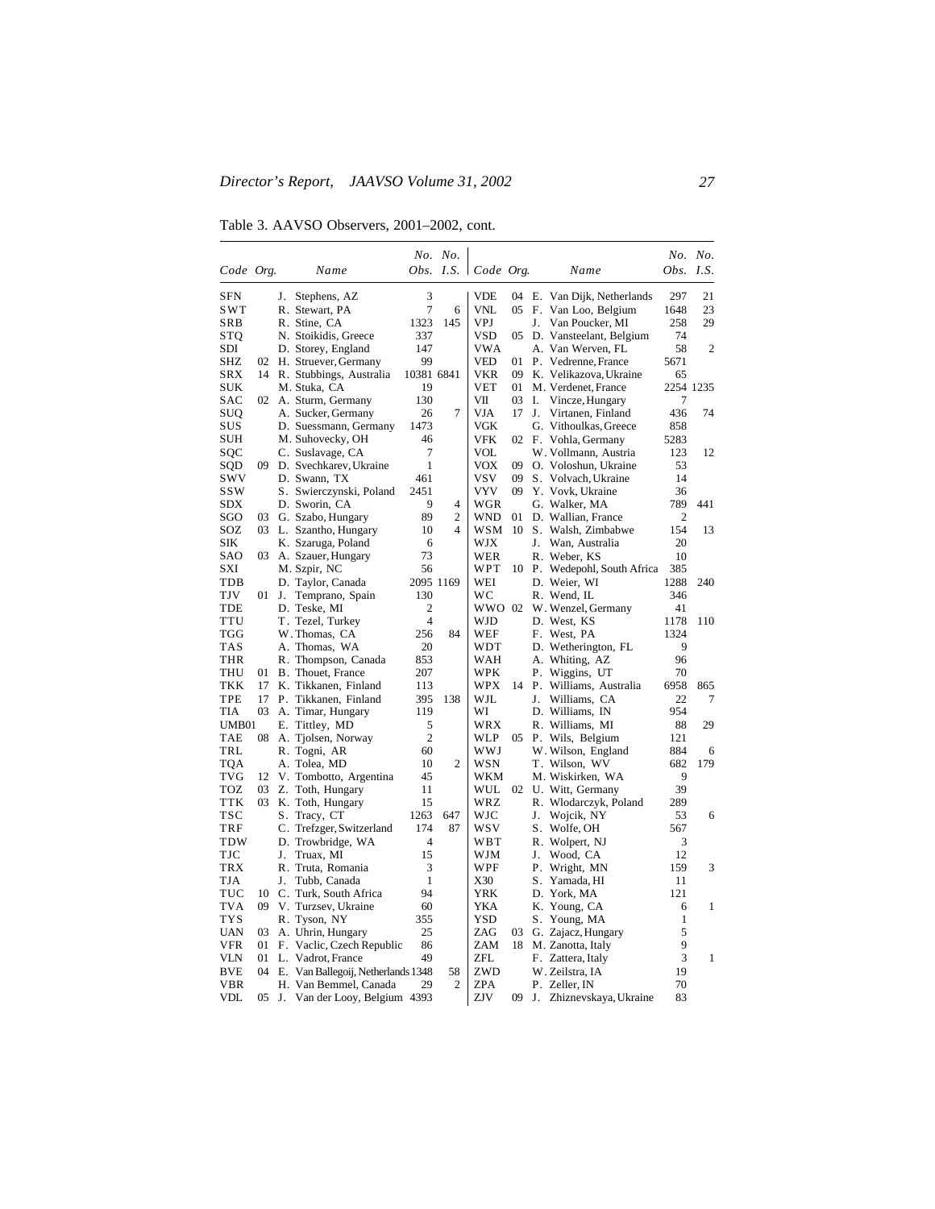Table 3. AAVSO Observers, 2001–2002, cont.

| Code | Org. | Name | No. Obs. | No. I.S. | Code | Org. | Name | No. Obs. | No. I.S. |
|---|---|---|---|---|---|---|---|---|---|
| SFN | | J. Stephens, AZ | 3 | | VDE | 04 | E. Van Dijk, Netherlands | 297 | 21 |
| SWT | | R. Stewart, PA | 7 | 6 | VNL | 05 | F. Van Loo, Belgium | 1648 | 23 |
| SRB | | R. Stine, CA | 1323 | 145 | VPJ | | J. Van Poucker, MI | 258 | 29 |
| STQ | | N. Stoikidis, Greece | 337 | | VSD | 05 | D. Vansteelant, Belgium | 74 | |
| SDI | | D. Storey, England | 147 | | VWA | | A. Van Werven, FL | 58 | 2 |
| SHZ | 02 | H. Struever, Germany | 99 | | VED | 01 | P. Vedrenne, France | 5671 | |
| SRX | 14 | R. Stubbings, Australia | 10381 | 6841 | VKR | 09 | K. Velikazova, Ukraine | 65 | |
| SUK | | M. Stuka, CA | 19 | | VET | 01 | M. Verdenet, France | 2254 | 1235 |
| SAC | 02 | A. Sturm, Germany | 130 | | VII | 03 | I. Vincze, Hungary | 7 | |
| SUQ | | A. Sucker, Germany | 26 | 7 | VJA | 17 | J. Virtanen, Finland | 436 | 74 |
| SUS | | D. Suessmann, Germany | 1473 | | VGK | | G. Vithoulkas, Greece | 858 | |
| SUH | | M. Suhovecky, OH | 46 | | VFK | 02 | F. Vohla, Germany | 5283 | |
| SQC | | C. Suslavage, CA | 7 | | VOL | | W. Vollmann, Austria | 123 | 12 |
| SQD | 09 | D. Svechkarev, Ukraine | 1 | | VOX | 09 | O. Voloshun, Ukraine | 53 | |
| SWV | | D. Swann, TX | 461 | | VSV | 09 | S. Volvach, Ukraine | 14 | |
| SSW | | S. Swierczynski, Poland | 2451 | | VYV | 09 | Y. Vovk, Ukraine | 36 | |
| SDX | | D. Sworin, CA | 9 | 4 | WGR | | G. Walker, MA | 789 | 441 |
| SGO | 03 | G. Szabo, Hungary | 89 | 2 | WND | 01 | D. Wallian, France | 2 | |
| SOZ | 03 | L. Szantho, Hungary | 10 | 4 | WSM | 10 | S. Walsh, Zimbabwe | 154 | 13 |
| SIK | | K. Szaruga, Poland | 6 | | WJX | | J. Wan, Australia | 20 | |
| SAO | 03 | A. Szauer, Hungary | 73 | | WER | | R. Weber, KS | 10 | |
| SXI | | M. Szpir, NC | 56 | | WPT | 10 | P. Wedepohl, South Africa | 385 | |
| TDB | | D. Taylor, Canada | 2095 | 1169 | WEI | | D. Weier, WI | 1288 | 240 |
| TJV | 01 | J. Temprano, Spain | 130 | | WC | | R. Wend, IL | 346 | |
| TDE | | D. Teske, MI | 2 | | WWO | 02 | W. Wenzel, Germany | 41 | |
| TTU | | T. Tezel, Turkey | 4 | | WJD | | D. West, KS | 1178 | 110 |
| TGG | | W. Thomas, CA | 256 | 84 | WEF | | F. West, PA | 1324 | |
| TAS | | A. Thomas, WA | 20 | | WDT | | D. Wetherington, FL | 9 | |
| THR | | R. Thompson, Canada | 853 | | WAH | | A. Whiting, AZ | 96 | |
| THU | 01 | B. Thouet, France | 207 | | WPK | | P. Wiggins, UT | 70 | |
| TKK | 17 | K. Tikkanen, Finland | 113 | | WPX | 14 | P. Williams, Australia | 6958 | 865 |
| TPE | 17 | P. Tikkanen, Finland | 395 | 138 | WJL | | J. Williams, CA | 22 | 7 |
| TIA | 03 | A. Timar, Hungary | 119 | | WI | | D. Williams, IN | 954 | |
| UMB01 | | E. Tittley, MD | 5 | | WRX | | R. Williams, MI | 88 | 29 |
| TAE | 08 | A. Tjolsen, Norway | 2 | | WLP | 05 | P. Wils, Belgium | 121 | |
| TRL | | R. Togni, AR | 60 | | WWJ | | W. Wilson, England | 884 | 6 |
| TQA | | A. Tolea, MD | 10 | 2 | WSN | | T. Wilson, WV | 682 | 179 |
| TVG | 12 | V. Tombotto, Argentina | 45 | | WKM | | M. Wiskirken, WA | 9 | |
| TOZ | 03 | Z. Toth, Hungary | 11 | | WUL | 02 | U. Witt, Germany | 39 | |
| TTK | 03 | K. Toth, Hungary | 15 | | WRZ | | R. Wlodarczyk, Poland | 289 | |
| TSC | | S. Tracy, CT | 1263 | 647 | WJC | | J. Wojcik, NY | 53 | 6 |
| TRF | | C. Trefzger, Switzerland | 174 | 87 | WSV | | S. Wolfe, OH | 567 | |
| TDW | | D. Trowbridge, WA | 4 | | WBT | | R. Wolpert, NJ | 3 | |
| TJC | | J. Truax, MI | 15 | | WJM | | J. Wood, CA | 12 | |
| TRX | | R. Truta, Romania | 3 | | WPF | | P. Wright, MN | 159 | 3 |
| TJA | | J. Tubb, Canada | 1 | | X30 | | S. Yamada, HI | 11 | |
| TUC | 10 | C. Turk, South Africa | 94 | | YRK | | D. York, MA | 121 | |
| TVA | 09 | V. Turzsev, Ukraine | 60 | | YKA | | K. Young, CA | 6 | 1 |
| TYS | | R. Tyson, NY | 355 | | YSD | | S. Young, MA | 1 | |
| UAN | 03 | A. Uhrin, Hungary | 25 | | ZAG | 03 | G. Zajacz, Hungary | 5 | |
| VFR | 01 | F. Vaclic, Czech Republic | 86 | | ZAM | 18 | M. Zanotta, Italy | 9 | |
| VLN | 01 | L. Vadrot, France | 49 | | ZFL | | F. Zattera, Italy | 3 | 1 |
| BVE | 04 | E. Van Ballegoij, Netherlands | 1348 | 58 | ZWD | | W. Zeilstra, IA | 19 | |
| VBR | | H. Van Bemmel, Canada | 29 | 2 | ZPA | | P. Zeller, IN | 70 | |
| VDL | 05 | J. Van der Looy, Belgium | 4393 | | ZJV | 09 | J. Zhiznevskaya, Ukraine | 83 | |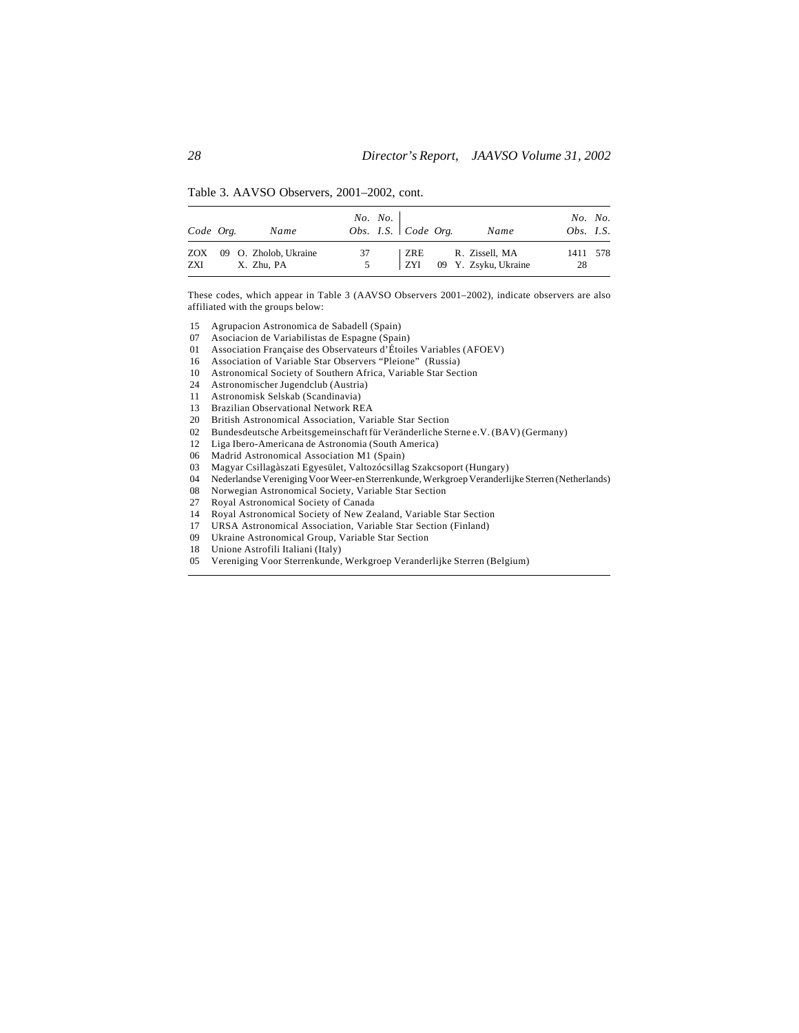Table 3. AAVSO Observers, 2001–2002, cont.

| *Code* | *Org.* | *Name* | *No. Obs.* | *No. I.S.* | *Code* | *Org.* | *Name* | *No. Obs.* | *No. I.S.* |
|---|---|---|---|---|---|---|---|---|---|
| ZOX | 09 | O. Zholob, Ukraine | 37 | | ZRE | | R. Zissell, MA | 1411 | 578 |
| ZXI | | X. Zhu, PA | 5 | | ZYI | 09 | Y. Zsyku, Ukraine | 28 | |

These codes, which appear in Table 3 (AAVSO Observers 2001–2002), indicate observers are also affiliated with the groups below:

15 Agrupacion Astronomica de Sabadell (Spain)
07 Asociacion de Variabilistas de Espagne (Spain)
01 Association Française des Observateurs d'Étoiles Variables (AFOEV)
16 Association of Variable Star Observers "Pleione" (Russia)
10 Astronomical Society of Southern Africa, Variable Star Section
24 Astronomischer Jugendclub (Austria)
11 Astronomisk Selskab (Scandinavia)
13 Brazilian Observational Network REA
20 British Astronomical Association, Variable Star Section
02 Bundesdeutsche Arbeitsgemeinschaft für Veränderliche Sterne e.V. (BAV) (Germany)
12 Liga Ibero-Americana de Astronomia (South America)
06 Madrid Astronomical Association M1 (Spain)
03 Magyar Csillagàszati Egyesület, Valtozócsillag Szakcsoport (Hungary)
04 Nederlandse Vereniging Voor Weer-en Sterrenkunde, Werkgroep Veranderlijke Sterren (Netherlands)
08 Norwegian Astronomical Society, Variable Star Section
27 Royal Astronomical Society of Canada
14 Royal Astronomical Society of New Zealand, Variable Star Section
17 URSA Astronomical Association, Variable Star Section (Finland)
09 Ukraine Astronomical Group, Variable Star Section
18 Unione Astrofili Italiani (Italy)
05 Vereniging Voor Sterrenkunde, Werkgroep Veranderlijke Sterren (Belgium)